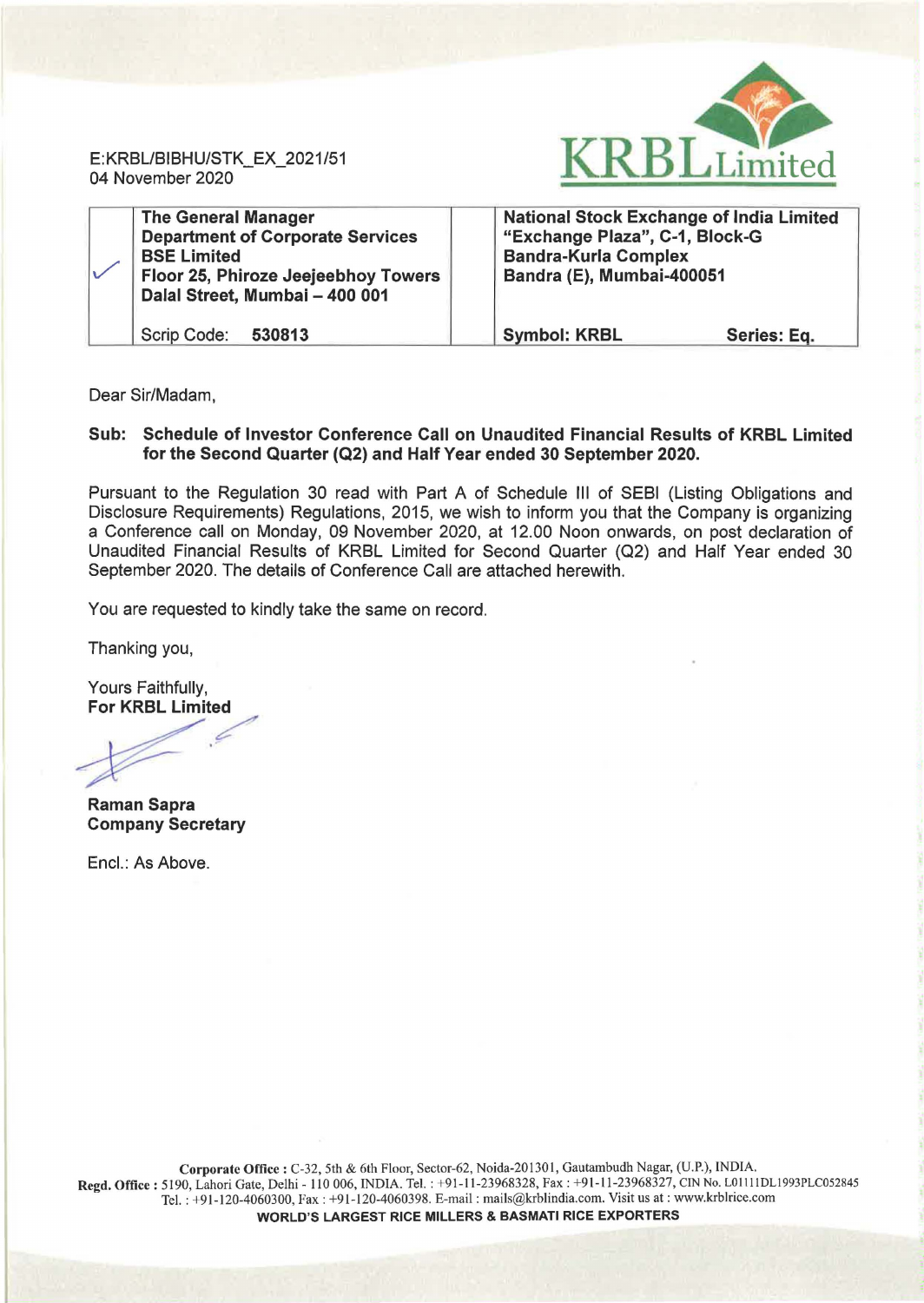E:KRBL/BIBHU/STK_EX_2021/51
04 November 2020

KRBL Limited

| | The General Manager<br>Department of Corporate Services<br>BSE Limited<br>Floor 25, Phiroze Jeejeebhoy Towers<br>Dalal Street, Mumbai – 400 001 | | National Stock Exchange of India Limited<br>"Exchange Plaza", C-1, Block-G<br>Bandra-Kurla Complex<br>Bandra (E), Mumbai-400051 |
|---|---|---|---|
| | Scrip Code: **530813** | | **Symbol: KRBL** **Series: Eq.** |

Dear Sir/Madam,

**Sub: Schedule of Investor Conference Call on Unaudited Financial Results of KRBL Limited for the Second Quarter (Q2) and Half Year ended 30 September 2020.**

Pursuant to the Regulation 30 read with Part A of Schedule III of SEBI (Listing Obligations and Disclosure Requirements) Regulations, 2015, we wish to inform you that the Company is organizing a Conference call on Monday, 09 November 2020, at 12.00 Noon onwards, on post declaration of Unaudited Financial Results of KRBL Limited for Second Quarter (Q2) and Half Year ended 30 September 2020. The details of Conference Call are attached herewith.

You are requested to kindly take the same on record.

Thanking you,

Yours Faithfully,
**For KRBL Limited**

**Raman Sapra**
**Company Secretary**

Encl.: As Above.

**Corporate Office :** C-32, 5th & 6th Floor, Sector-62, Noida-201301, Gautambudh Nagar, (U.P.), INDIA.
**Regd. Office :** 5190, Lahori Gate, Delhi - 110 006, INDIA. Tel. : +91-11-23968328, Fax : +91-11-23968327, CIN No. L01111DL1993PLC052845
Tel. : +91-120-4060300, Fax : +91-120-4060398. E-mail : mails@krblindia.com. Visit us at : www.krblrice.com
**WORLD'S LARGEST RICE MILLERS & BASMATI RICE EXPORTERS**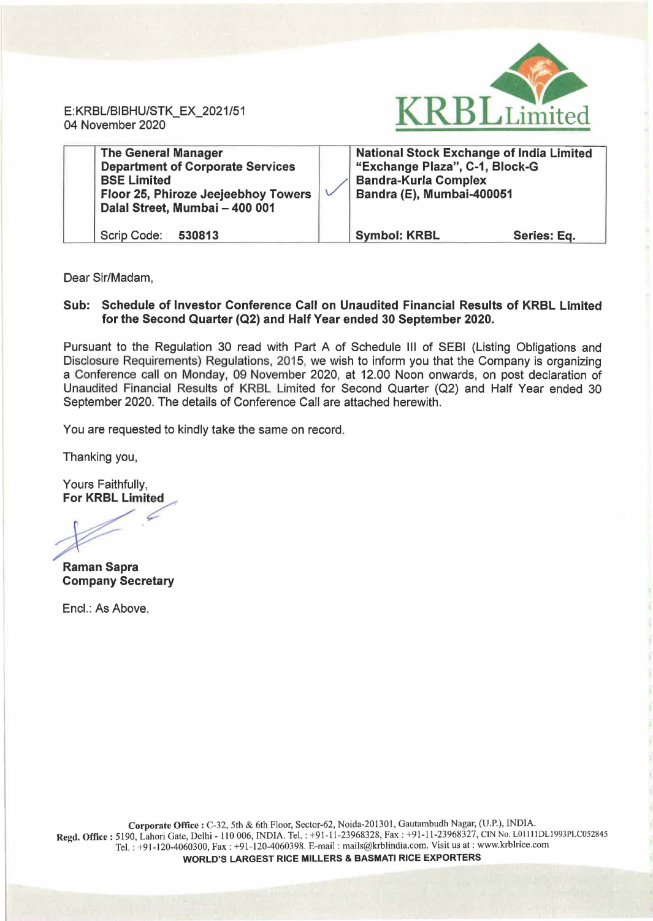E:KRBL/BIBHU/STK_EX_2021/51
04 November 2020

KRBL Limited

| | The General Manager<br>Department of Corporate Services<br>BSE Limited<br>Floor 25, Phiroze Jeejeebhoy Towers<br>Dalal Street, Mumbai – 400 001 | ✓ | National Stock Exchange of India Limited<br>"Exchange Plaza", C-1, Block-G<br>Bandra-Kurla Complex<br>Bandra (E), Mumbai-400051 |
|---|---|---|---|
| | Scrip Code: **530813** | | **Symbol: KRBL** **Series: Eq.** |

Dear Sir/Madam,

**Sub: Schedule of Investor Conference Call on Unaudited Financial Results of KRBL Limited for the Second Quarter (Q2) and Half Year ended 30 September 2020.**

Pursuant to the Regulation 30 read with Part A of Schedule III of SEBI (Listing Obligations and Disclosure Requirements) Regulations, 2015, we wish to inform you that the Company is organizing a Conference call on Monday, 09 November 2020, at 12.00 Noon onwards, on post declaration of Unaudited Financial Results of KRBL Limited for Second Quarter (Q2) and Half Year ended 30 September 2020. The details of Conference Call are attached herewith.

You are requested to kindly take the same on record.

Thanking you,

Yours Faithfully,
**For KRBL Limited**

**Raman Sapra**
**Company Secretary**

Encl.: As Above.

**Corporate Office :** C-32, 5th & 6th Floor, Sector-62, Noida-201301, Gautambudh Nagar, (U.P.), INDIA.
**Regd. Office :** 5190, Lahori Gate, Delhi - 110 006, INDIA. Tel. : +91-11-23968328, Fax : +91-11-23968327, CIN No. L01111DL1993PLC052845
Tel. : +91-120-4060300, Fax : +91-120-4060398. E-mail : mails@krblindia.com. Visit us at : www.krblrice.com
**WORLD'S LARGEST RICE MILLERS & BASMATI RICE EXPORTERS**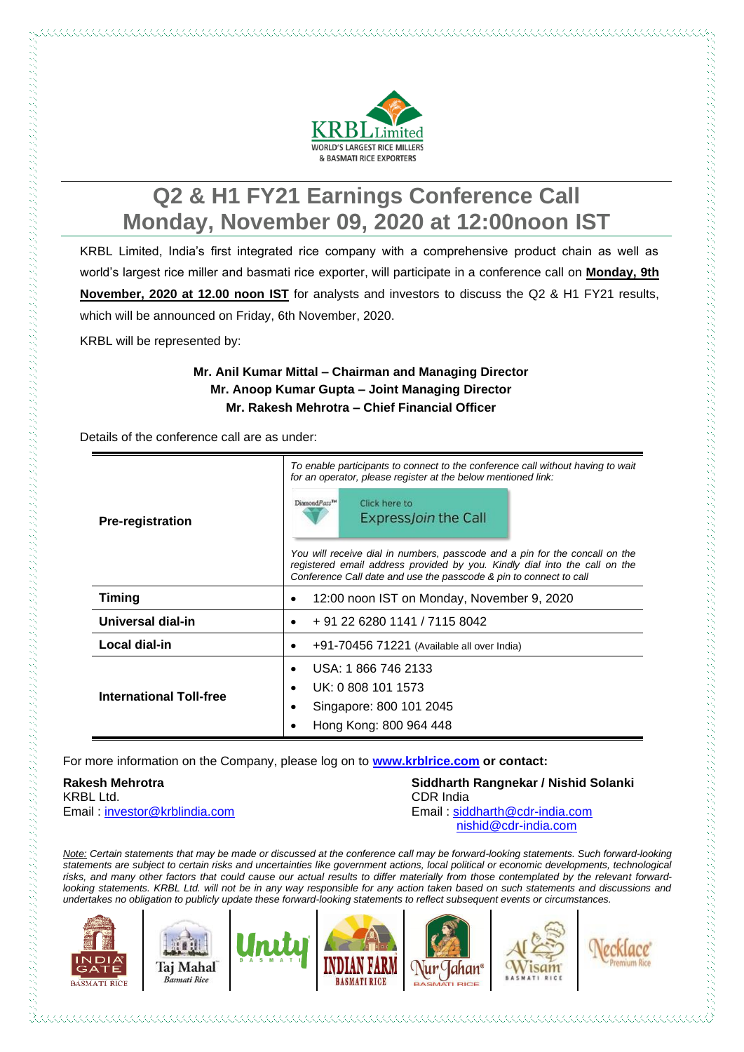KRBL Limited
WORLD'S LARGEST RICE MILLERS
& BASMATI RICE EXPORTERS

# Q2 & H1 FY21 Earnings Conference Call
# Monday, November 09, 2020 at 12:00noon IST

KRBL Limited, India's first integrated rice company with a comprehensive product chain as well as world's largest rice miller and basmati rice exporter, will participate in a conference call on **Monday, 9th November, 2020 at 12.00 noon IST** for analysts and investors to discuss the Q2 & H1 FY21 results, which will be announced on Friday, 6th November, 2020.

KRBL will be represented by:

**Mr. Anil Kumar Mittal – Chairman and Managing Director**
**Mr. Anoop Kumar Gupta – Joint Managing Director**
**Mr. Rakesh Mehrotra – Chief Financial Officer**

Details of the conference call are as under:

| | |
|---|---|
| **Pre-registration** | *To enable participants to connect to the conference call without having to wait for an operator, please register at the below mentioned link:* DiamondPass™ Click here to ExpressJoin the Call *You will receive dial in numbers, passcode and a pin for the concall on the registered email address provided by you. Kindly dial into the call on the Conference Call date and use the passcode & pin to connect to call* |
| **Timing** | • 12:00 noon IST on Monday, November 9, 2020 |
| **Universal dial-in** | • + 91 22 6280 1141 / 7115 8042 |
| **Local dial-in** | • +91-70456 71221 (Available all over India) |
| **International Toll-free** | • USA: 1 866 746 2133<br>• UK: 0 808 101 1573<br>• Singapore: 800 101 2045<br>• Hong Kong: 800 964 448 |

For more information on the Company, please log on to **www.krblrice.com or contact:**

**Rakesh Mehrotra**
KRBL Ltd.
Email : investor@krblindia.com

**Siddharth Rangnekar / Nishid Solanki**
CDR India
Email : siddharth@cdr-india.com
nishid@cdr-india.com

*Note: Certain statements that may be made or discussed at the conference call may be forward-looking statements. Such forward-looking statements are subject to certain risks and uncertainties like government actions, local political or economic developments, technological risks, and many other factors that could cause our actual results to differ materially from those contemplated by the relevant forward-looking statements. KRBL Ltd. will not be in any way responsible for any action taken based on such statements and discussions and undertakes no obligation to publicly update these forward-looking statements to reflect subsequent events or circumstances.*

INDIA GATE BASMATI RICE | Taj Mahal Basmati Rice | Unity BASMATI | INDIAN FARM BASMATI RICE | Nur Jahan BASMATI RICE | Al Wisam BASMATI RICE | Necklace Premium Rice